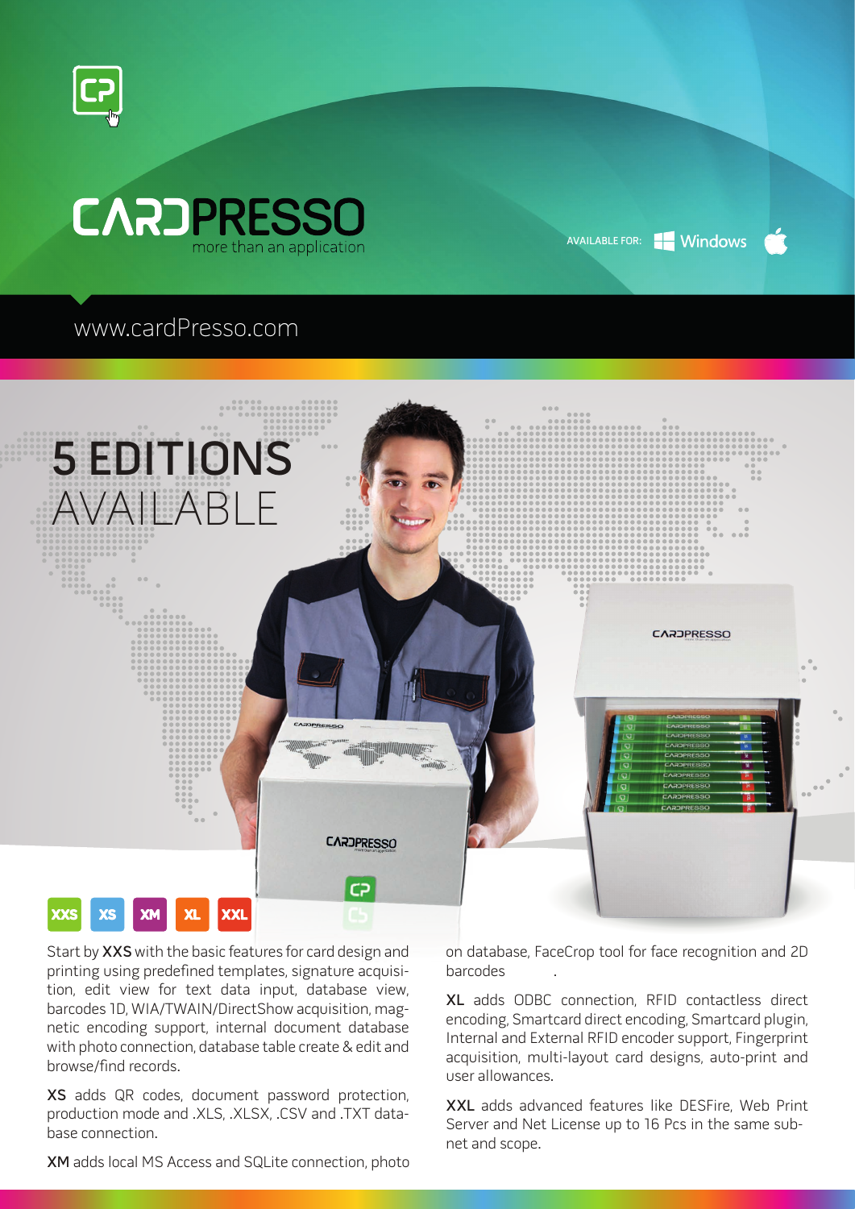# CARDPRESSO

more than an application

AVAILABLE FOR: Windows

www.cardPresso.com

## 5 EDITIONS AVAILABLE

XXS XS XM XL XXL

Start by **XXS** with the basic features for card design and printing using predefined templates, signature acquisition, edit view for text data input, database view, barcodes 1D, WIA/TWAIN/DirectShow acquisition, magnetic encoding support, internal document database with photo connection, database table create & edit and browse/find records.

**XS** adds QR codes, document password protection, production mode and .XLS, .XLSX, .CSV and .TXT database connection.

**XM** adds local MS Access and SQLite connection, photo on database, FaceCrop tool for face recognition and 2D barcodes .

**XL** adds ODBC connection, RFID contactless direct encoding, Smartcard direct encoding, Smartcard plugin, Internal and External RFID encoder support, Fingerprint acquisition, multi-layout card designs, auto-print and user allowances.

**XXL** adds advanced features like DESFire, Web Print Server and Net License up to 16 Pcs in the same subnet and scope.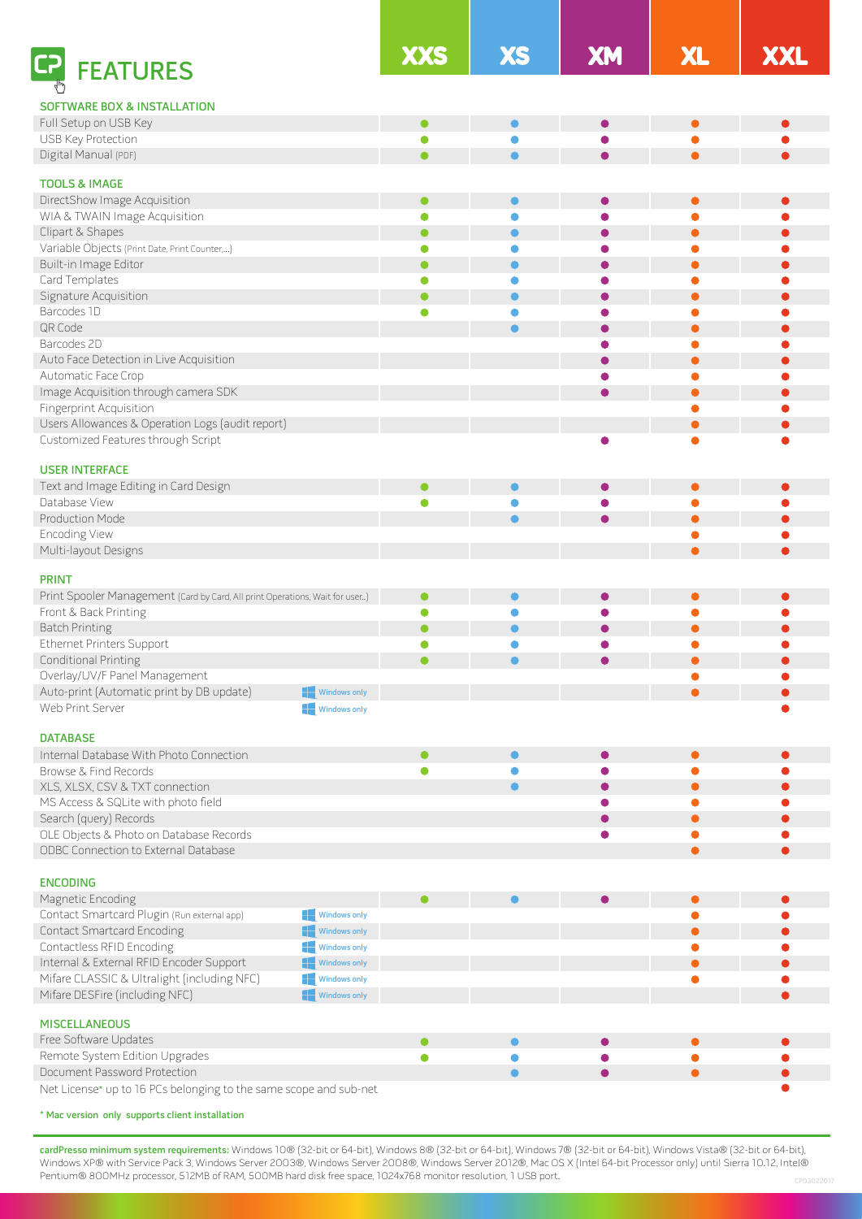# FEATURES

| | XXS | XS | XM | XL | XXL |
|---|---|---|---|---|---|
| **SOFTWARE BOX & INSTALLATION** | | | | | |
| Full Setup on USB Key | ● | ● | ● | ● | ● |
| USB Key Protection | ● | ● | ● | ● | ● |
| Digital Manual (PDF) | ● | ● | ● | ● | ● |
| **TOOLS & IMAGE** | | | | | |
| DirectShow Image Acquisition | ● | ● | ● | ● | ● |
| WIA & TWAIN Image Acquisition | ● | ● | ● | ● | ● |
| Clipart & Shapes | ● | ● | ● | ● | ● |
| Variable Objects (Print Date, Print Counter,...) | ● | ● | ● | ● | ● |
| Built-in Image Editor | ● | ● | ● | ● | ● |
| Card Templates | ● | ● | ● | ● | ● |
| Signature Acquisition | ● | ● | ● | ● | ● |
| Barcodes 1D | ● | ● | ● | ● | ● |
| QR Code | | ● | ● | ● | ● |
| Barcodes 2D | | | ● | ● | ● |
| Auto Face Detection in Live Acquisition | | | ● | ● | ● |
| Automatic Face Crop | | | ● | ● | ● |
| Image Acquisition through camera SDK | | | ● | ● | ● |
| Fingerprint Acquisition | | | | ● | ● |
| Users Allowances & Operation Logs (audit report) | | | | ● | ● |
| Customized Features through Script | | | ● | ● | ● |
| **USER INTERFACE** | | | | | |
| Text and Image Editing in Card Design | ● | ● | ● | ● | ● |
| Database View | ● | ● | ● | ● | ● |
| Production Mode | | ● | ● | ● | ● |
| Encoding View | | | | ● | ● |
| Multi-layout Designs | | | | ● | ● |
| **PRINT** | | | | | |
| Print Spooler Management (Card by Card, All print Operations, Wait for user..) | ● | ● | ● | ● | ● |
| Front & Back Printing | ● | ● | ● | ● | ● |
| Batch Printing | ● | ● | ● | ● | ● |
| Ethernet Printers Support | ● | ● | ● | ● | ● |
| Conditional Printing | ● | ● | ● | ● | ● |
| Overlay/UV/F Panel Management | | | | ● | ● |
| Auto-print (Automatic print by DB update) — Windows only | | | | ● | ● |
| Web Print Server — Windows only | | | | | ● |
| **DATABASE** | | | | | |
| Internal Database With Photo Connection | ● | ● | ● | ● | ● |
| Browse & Find Records | ● | ● | ● | ● | ● |
| XLS, XLSX, CSV & TXT connection | | ● | ● | ● | ● |
| MS Access & SQLite with photo field | | | ● | ● | ● |
| Search (query) Records | | | ● | ● | ● |
| OLE Objects & Photo on Database Records | | | ● | ● | ● |
| ODBC Connection to External Database | | | | ● | ● |
| **ENCODING** | | | | | |
| Magnetic Encoding | ● | ● | ● | ● | ● |
| Contact Smartcard Plugin (Run external app) — Windows only | | | | ● | ● |
| Contact Smartcard Encoding — Windows only | | | | ● | ● |
| Contactless RFID Encoding — Windows only | | | | ● | ● |
| Internal & External RFID Encoder Support — Windows only | | | | ● | ● |
| Mifare CLASSIC & Ultralight (including NFC) — Windows only | | | | ● | ● |
| Mifare DESFire (including NFC) — Windows only | | | | | ● |
| **MISCELLANEOUS** | | | | | |
| Free Software Updates | ● | ● | ● | ● | ● |
| Remote System Edition Upgrades | ● | ● | ● | ● | ● |
| Document Password Protection | | ● | ● | ● | ● |
| Net License* up to 16 PCs belonging to the same scope and sub-net | | | | | ● |

**\* Mac version only supports client installation**

**cardPresso minimum system requirements:** Windows 10® (32-bit or 64-bit), Windows 8® (32-bit or 64-bit), Windows 7® (32-bit or 64-bit), Windows Vista® (32-bit or 64-bit), Windows XP® with Service Pack 3, Windows Server 2003®, Windows Server 2008®, Windows Server 2012®, Mac OS X (Intel 64-bit Processor only) until Sierra 10.12, Intel® Pentium® 800MHz processor, 512MB of RAM, 500MB hard disk free space, 1024x768 monitor resolution, 1 USB port.

CP03022017